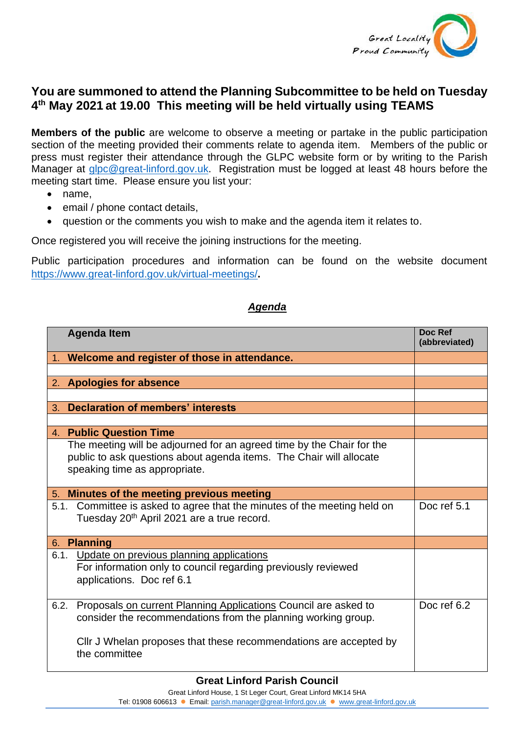## You are summoned to attend the Planning Subcommittee to be held on Tuesday 4th May 2021 at 19.00 This meeting will be held virtually using TEAMS

**Members of the public** are welcome to observe a meeting or partake in the public participation section of the meeting provided their comments relate to agenda item. Members of the public or press must register their attendance through the GLPC website form or by writing to the Parish Manager at glpc@great-linford.gov.uk. Registration must be logged at least 48 hours before the meeting start time. Please ensure you list your:

- name,
- email / phone contact details,
- question or the comments you wish to make and the agenda item it relates to.

Once registered you will receive the joining instructions for the meeting.

Public participation procedures and information can be found on the website document https://www.great-linford.gov.uk/virtual-meetings/.

### *Agenda*

| Agenda Item | Doc Ref (abbreviated) |
|---|---|
| 1. **Welcome and register of those in attendance.** | |
| | |
| 2. **Apologies for absence** | |
| | |
| 3. **Declaration of members' interests** | |
| | |
| 4. **Public Question Time** | |
| The meeting will be adjourned for an agreed time by the Chair for the public to ask questions about agenda items. The Chair will allocate speaking time as appropriate. | |
| 5. **Minutes of the meeting previous meeting** | |
| 5.1. Committee is asked to agree that the minutes of the meeting held on Tuesday 20th April 2021 are a true record. | Doc ref 5.1 |
| 6. **Planning** | |
| 6.1. Update on previous planning applications<br>For information only to council regarding previously reviewed applications. Doc ref 6.1 | |
| 6.2. Proposals on current Planning Applications Council are asked to consider the recommendations from the planning working group.<br><br>Cllr J Whelan proposes that these recommendations are accepted by the committee | Doc ref 6.2 |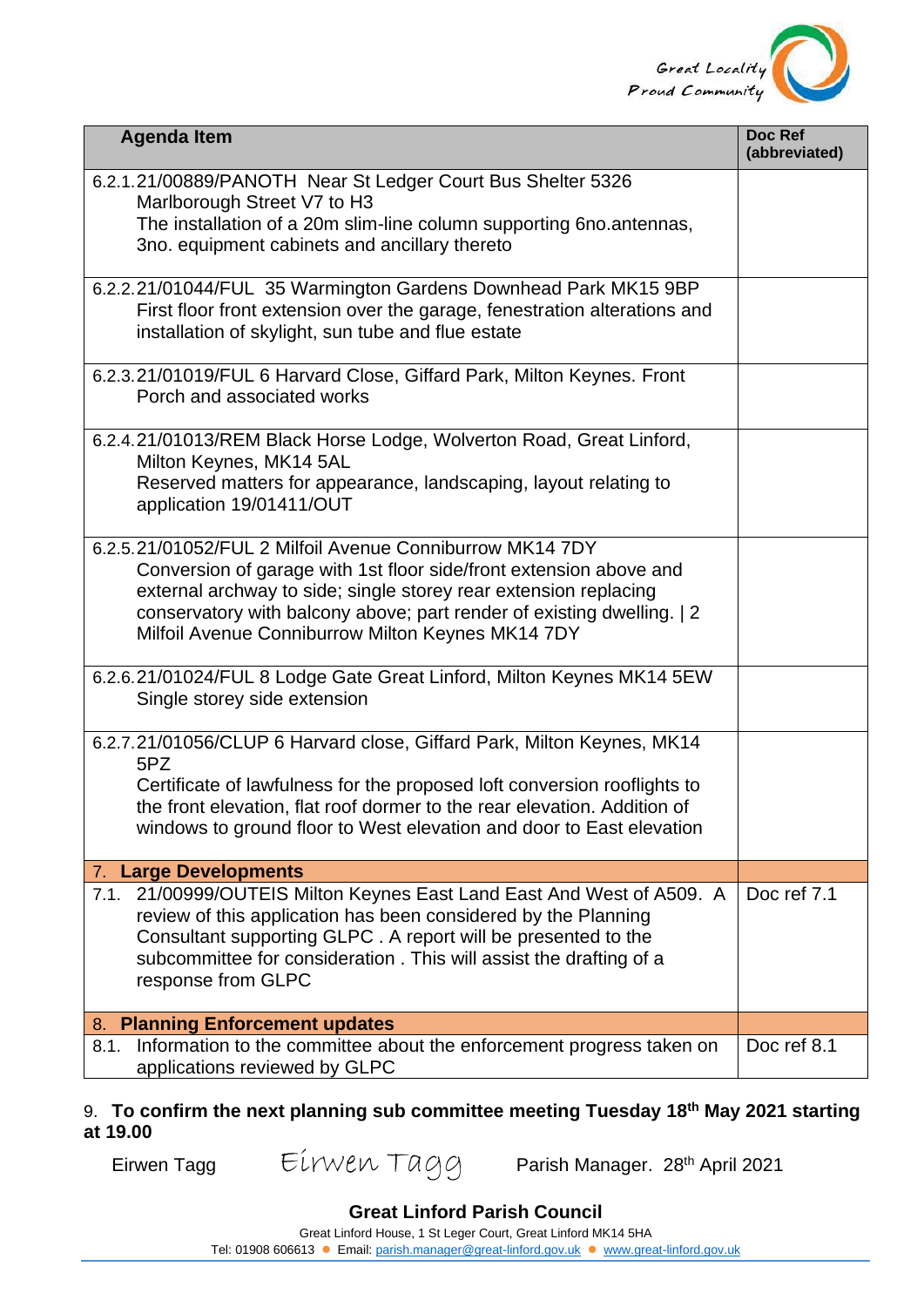| Agenda Item | Doc Ref (abbreviated) |
|---|---|
| 6.2.1. 21/00889/PANOTH Near St Ledger Court Bus Shelter 5326 Marlborough Street V7 to H3<br>The installation of a 20m slim-line column supporting 6no.antennas, 3no. equipment cabinets and ancillary thereto | |
| 6.2.2. 21/01044/FUL 35 Warmington Gardens Downhead Park MK15 9BP<br>First floor front extension over the garage, fenestration alterations and installation of skylight, sun tube and flue estate | |
| 6.2.3. 21/01019/FUL 6 Harvard Close, Giffard Park, Milton Keynes. Front Porch and associated works | |
| 6.2.4. 21/01013/REM Black Horse Lodge, Wolverton Road, Great Linford, Milton Keynes, MK14 5AL<br>Reserved matters for appearance, landscaping, layout relating to application 19/01411/OUT | |
| 6.2.5. 21/01052/FUL 2 Milfoil Avenue Conniburrow MK14 7DY<br>Conversion of garage with 1st floor side/front extension above and external archway to side; single storey rear extension replacing conservatory with balcony above; part render of existing dwelling. \| 2 Milfoil Avenue Conniburrow Milton Keynes MK14 7DY | |
| 6.2.6. 21/01024/FUL 8 Lodge Gate Great Linford, Milton Keynes MK14 5EW<br>Single storey side extension | |
| 6.2.7. 21/01056/CLUP 6 Harvard close, Giffard Park, Milton Keynes, MK14 5PZ<br>Certificate of lawfulness for the proposed loft conversion rooflights to the front elevation, flat roof dormer to the rear elevation. Addition of windows to ground floor to West elevation and door to East elevation | |
| **7. Large Developments** | |
| 7.1. 21/00999/OUTEIS Milton Keynes East Land East And West of A509. A review of this application has been considered by the Planning Consultant supporting GLPC . A report will be presented to the subcommittee for consideration . This will assist the drafting of a response from GLPC | Doc ref 7.1 |
| **8. Planning Enforcement updates** | |
| 8.1. Information to the committee about the enforcement progress taken on applications reviewed by GLPC | Doc ref 8.1 |

9. **To confirm the next planning sub committee meeting Tuesday 18th May 2021 starting at 19.00**

Eirwen Tagg &nbsp;&nbsp;&nbsp; *Eirwen Tagg* &nbsp;&nbsp;&nbsp; Parish Manager. 28th April 2021

**Great Linford Parish Council**

Great Linford House, 1 St Leger Court, Great Linford MK14 5HA

Tel: 01908 606613 ● Email: parish.manager@great-linford.gov.uk ● www.great-linford.gov.uk